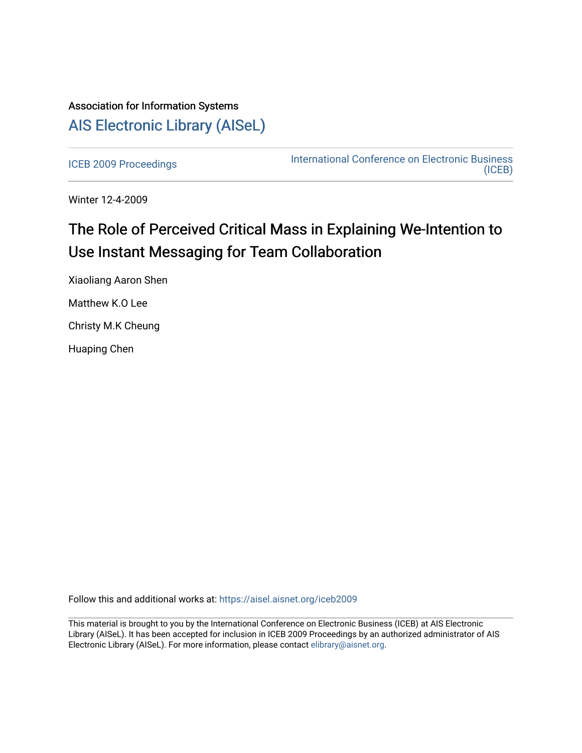Association for Information Systems

# AIS Electronic Library (AISeL)

ICEB 2009 Proceedings

International Conference on Electronic Business (ICEB)

Winter 12-4-2009

## The Role of Perceived Critical Mass in Explaining We-Intention to Use Instant Messaging for Team Collaboration

Xiaoliang Aaron Shen

Matthew K.O Lee

Christy M.K Cheung

Huaping Chen

Follow this and additional works at: https://aisel.aisnet.org/iceb2009

This material is brought to you by the International Conference on Electronic Business (ICEB) at AIS Electronic Library (AISeL). It has been accepted for inclusion in ICEB 2009 Proceedings by an authorized administrator of AIS Electronic Library (AISeL). For more information, please contact elibrary@aisnet.org.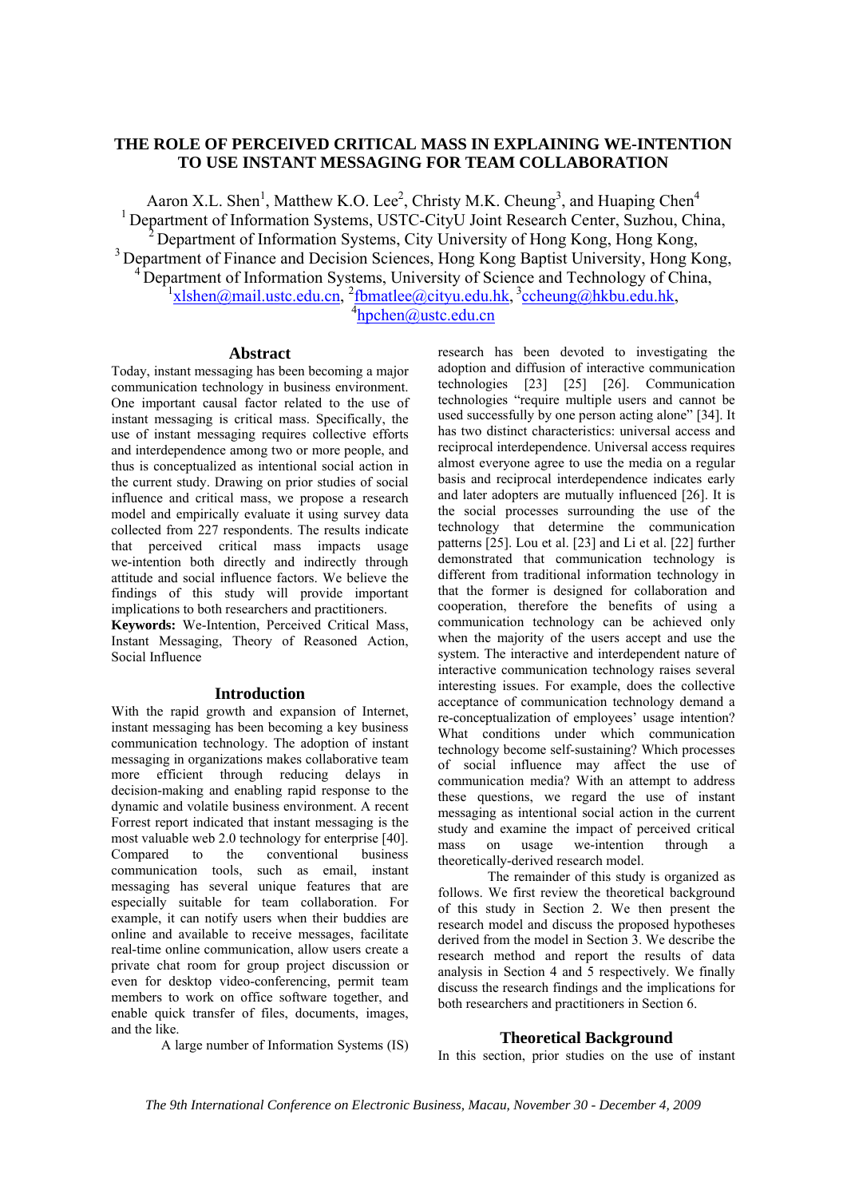# THE ROLE OF PERCEIVED CRITICAL MASS IN EXPLAINING WE-INTENTION TO USE INSTANT MESSAGING FOR TEAM COLLABORATION

Aaron X.L. Shen[1], Matthew K.O. Lee[2], Christy M.K. Cheung[3], and Huaping Chen[4]

[1] Department of Information Systems, USTC-CityU Joint Research Center, Suzhou, China,
[2] Department of Information Systems, City University of Hong Kong, Hong Kong,
[3] Department of Finance and Decision Sciences, Hong Kong Baptist University, Hong Kong,
[4] Department of Information Systems, University of Science and Technology of China,
[1]xlshen@mail.ustc.edu.cn, [2]fbmatlee@cityu.edu.hk, [3]ccheung@hkbu.edu.hk,
[4]hpchen@ustc.edu.cn

## Abstract

Today, instant messaging has been becoming a major communication technology in business environment. One important causal factor related to the use of instant messaging is critical mass. Specifically, the use of instant messaging requires collective efforts and interdependence among two or more people, and thus is conceptualized as intentional social action in the current study. Drawing on prior studies of social influence and critical mass, we propose a research model and empirically evaluate it using survey data collected from 227 respondents. The results indicate that perceived critical mass impacts usage we-intention both directly and indirectly through attitude and social influence factors. We believe the findings of this study will provide important implications to both researchers and practitioners.

**Keywords:** We-Intention, Perceived Critical Mass, Instant Messaging, Theory of Reasoned Action, Social Influence

## Introduction

With the rapid growth and expansion of Internet, instant messaging has been becoming a key business communication technology. The adoption of instant messaging in organizations makes collaborative team more efficient through reducing delays in decision-making and enabling rapid response to the dynamic and volatile business environment. A recent Forrest report indicated that instant messaging is the most valuable web 2.0 technology for enterprise [40]. Compared to the conventional business communication tools, such as email, instant messaging has several unique features that are especially suitable for team collaboration. For example, it can notify users when their buddies are online and available to receive messages, facilitate real-time online communication, allow users create a private chat room for group project discussion or even for desktop video-conferencing, permit team members to work on office software together, and enable quick transfer of files, documents, images, and the like.

A large number of Information Systems (IS) research has been devoted to investigating the adoption and diffusion of interactive communication technologies [23] [25] [26]. Communication technologies "require multiple users and cannot be used successfully by one person acting alone" [34]. It has two distinct characteristics: universal access and reciprocal interdependence. Universal access requires almost everyone agree to use the media on a regular basis and reciprocal interdependence indicates early and later adopters are mutually influenced [26]. It is the social processes surrounding the use of the technology that determine the communication patterns [25]. Lou et al. [23] and Li et al. [22] further demonstrated that communication technology is different from traditional information technology in that the former is designed for collaboration and cooperation, therefore the benefits of using a communication technology can be achieved only when the majority of the users accept and use the system. The interactive and interdependent nature of interactive communication technology raises several interesting issues. For example, does the collective acceptance of communication technology demand a re-conceptualization of employees' usage intention? What conditions under which communication technology become self-sustaining? Which processes of social influence may affect the use of communication media? With an attempt to address these questions, we regard the use of instant messaging as intentional social action in the current study and examine the impact of perceived critical mass on usage we-intention through a theoretically-derived research model.

The remainder of this study is organized as follows. We first review the theoretical background of this study in Section 2. We then present the research model and discuss the proposed hypotheses derived from the model in Section 3. We describe the research method and report the results of data analysis in Section 4 and 5 respectively. We finally discuss the research findings and the implications for both researchers and practitioners in Section 6.

## Theoretical Background

In this section, prior studies on the use of instant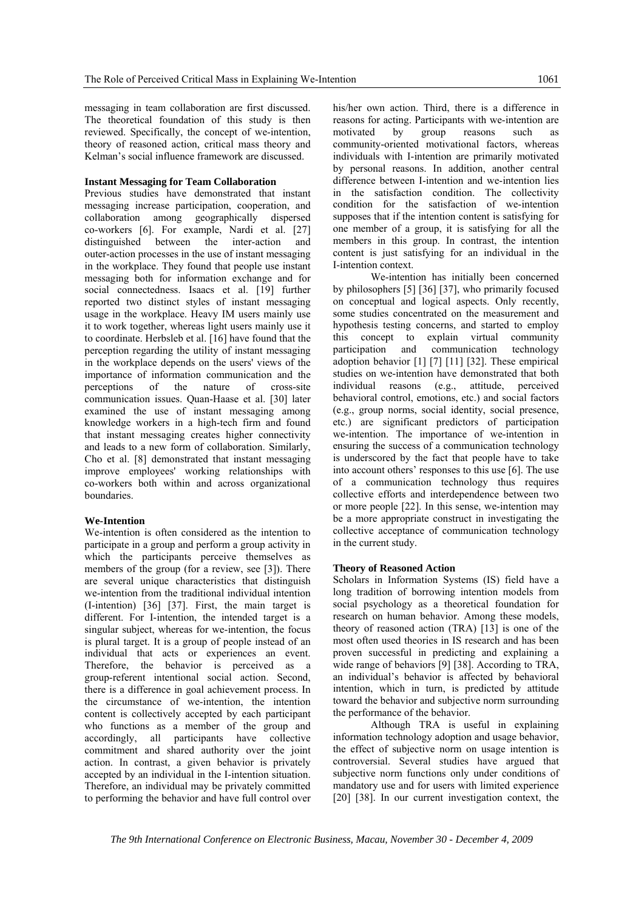messaging in team collaboration are first discussed. The theoretical foundation of this study is then reviewed. Specifically, the concept of we-intention, theory of reasoned action, critical mass theory and Kelman's social influence framework are discussed.

### Instant Messaging for Team Collaboration

Previous studies have demonstrated that instant messaging increase participation, cooperation, and collaboration among geographically dispersed co-workers [6]. For example, Nardi et al. [27] distinguished between the inter-action and outer-action processes in the use of instant messaging in the workplace. They found that people use instant messaging both for information exchange and for social connectedness. Isaacs et al. [19] further reported two distinct styles of instant messaging usage in the workplace. Heavy IM users mainly use it to work together, whereas light users mainly use it to coordinate. Herbsleb et al. [16] have found that the perception regarding the utility of instant messaging in the workplace depends on the users' views of the importance of information communication and the perceptions of the nature of cross-site communication issues. Quan-Haase et al. [30] later examined the use of instant messaging among knowledge workers in a high-tech firm and found that instant messaging creates higher connectivity and leads to a new form of collaboration. Similarly, Cho et al. [8] demonstrated that instant messaging improve employees' working relationships with co-workers both within and across organizational boundaries.

### We-Intention

We-intention is often considered as the intention to participate in a group and perform a group activity in which the participants perceive themselves as members of the group (for a review, see [3]). There are several unique characteristics that distinguish we-intention from the traditional individual intention (I-intention) [36] [37]. First, the main target is different. For I-intention, the intended target is a singular subject, whereas for we-intention, the focus is plural target. It is a group of people instead of an individual that acts or experiences an event. Therefore, the behavior is perceived as a group-referent intentional social action. Second, there is a difference in goal achievement process. In the circumstance of we-intention, the intention content is collectively accepted by each participant who functions as a member of the group and accordingly, all participants have collective commitment and shared authority over the joint action. In contrast, a given behavior is privately accepted by an individual in the I-intention situation. Therefore, an individual may be privately committed to performing the behavior and have full control over his/her own action. Third, there is a difference in reasons for acting. Participants with we-intention are motivated by group reasons such as community-oriented motivational factors, whereas individuals with I-intention are primarily motivated by personal reasons. In addition, another central difference between I-intention and we-intention lies in the satisfaction condition. The collectivity condition for the satisfaction of we-intention supposes that if the intention content is satisfying for one member of a group, it is satisfying for all the members in this group. In contrast, the intention content is just satisfying for an individual in the I-intention context.

We-intention has initially been concerned by philosophers [5] [36] [37], who primarily focused on conceptual and logical aspects. Only recently, some studies concentrated on the measurement and hypothesis testing concerns, and started to employ this concept to explain virtual community participation and communication technology adoption behavior [1] [7] [11] [32]. These empirical studies on we-intention have demonstrated that both individual reasons (e.g., attitude, perceived behavioral control, emotions, etc.) and social factors (e.g., group norms, social identity, social presence, etc.) are significant predictors of participation we-intention. The importance of we-intention in ensuring the success of a communication technology is underscored by the fact that people have to take into account others' responses to this use [6]. The use of a communication technology thus requires collective efforts and interdependence between two or more people [22]. In this sense, we-intention may be a more appropriate construct in investigating the collective acceptance of communication technology in the current study.

### Theory of Reasoned Action

Scholars in Information Systems (IS) field have a long tradition of borrowing intention models from social psychology as a theoretical foundation for research on human behavior. Among these models, theory of reasoned action (TRA) [13] is one of the most often used theories in IS research and has been proven successful in predicting and explaining a wide range of behaviors [9] [38]. According to TRA, an individual's behavior is affected by behavioral intention, which in turn, is predicted by attitude toward the behavior and subjective norm surrounding the performance of the behavior.

Although TRA is useful in explaining information technology adoption and usage behavior, the effect of subjective norm on usage intention is controversial. Several studies have argued that subjective norm functions only under conditions of mandatory use and for users with limited experience [20] [38]. In our current investigation context, the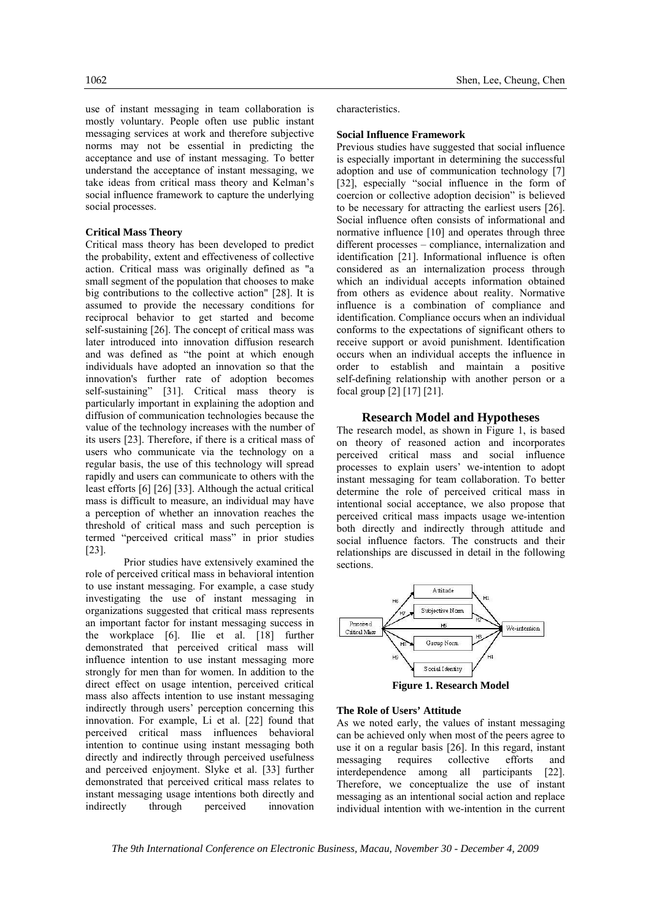use of instant messaging in team collaboration is mostly voluntary. People often use public instant messaging services at work and therefore subjective norms may not be essential in predicting the acceptance and use of instant messaging. To better understand the acceptance of instant messaging, we take ideas from critical mass theory and Kelman's social influence framework to capture the underlying social processes.

### Critical Mass Theory

Critical mass theory has been developed to predict the probability, extent and effectiveness of collective action. Critical mass was originally defined as "a small segment of the population that chooses to make big contributions to the collective action" [28]. It is assumed to provide the necessary conditions for reciprocal behavior to get started and become self-sustaining [26]. The concept of critical mass was later introduced into innovation diffusion research and was defined as "the point at which enough individuals have adopted an innovation so that the innovation's further rate of adoption becomes self-sustaining" [31]. Critical mass theory is particularly important in explaining the adoption and diffusion of communication technologies because the value of the technology increases with the number of its users [23]. Therefore, if there is a critical mass of users who communicate via the technology on a regular basis, the use of this technology will spread rapidly and users can communicate to others with the least efforts [6] [26] [33]. Although the actual critical mass is difficult to measure, an individual may have a perception of whether an innovation reaches the threshold of critical mass and such perception is termed "perceived critical mass" in prior studies [23].

Prior studies have extensively examined the role of perceived critical mass in behavioral intention to use instant messaging. For example, a case study investigating the use of instant messaging in organizations suggested that critical mass represents an important factor for instant messaging success in the workplace [6]. Ilie et al. [18] further demonstrated that perceived critical mass will influence intention to use instant messaging more strongly for men than for women. In addition to the direct effect on usage intention, perceived critical mass also affects intention to use instant messaging indirectly through users' perception concerning this innovation. For example, Li et al. [22] found that perceived critical mass influences behavioral intention to continue using instant messaging both directly and indirectly through perceived usefulness and perceived enjoyment. Slyke et al. [33] further demonstrated that perceived critical mass relates to instant messaging usage intentions both directly and indirectly through perceived innovation characteristics.

### Social Influence Framework

Previous studies have suggested that social influence is especially important in determining the successful adoption and use of communication technology [7] [32], especially "social influence in the form of coercion or collective adoption decision" is believed to be necessary for attracting the earliest users [26]. Social influence often consists of informational and normative influence [10] and operates through three different processes – compliance, internalization and identification [21]. Informational influence is often considered as an internalization process through which an individual accepts information obtained from others as evidence about reality. Normative influence is a combination of compliance and identification. Compliance occurs when an individual conforms to the expectations of significant others to receive support or avoid punishment. Identification occurs when an individual accepts the influence in order to establish and maintain a positive self-defining relationship with another person or a focal group [2] [17] [21].

## Research Model and Hypotheses

The research model, as shown in Figure 1, is based on theory of reasoned action and incorporates perceived critical mass and social influence processes to explain users' we-intention to adopt instant messaging for team collaboration. To better determine the role of perceived critical mass in intentional social acceptance, we also propose that perceived critical mass impacts usage we-intention both directly and indirectly through attitude and social influence factors. The constructs and their relationships are discussed in detail in the following sections.

Attitude
Subjective Norm
Perceived Critical Mass
Group Norm
Social Identity
We-intention
H1
H2
H3
H4
H5
H6
H7
H8
H9

**Figure 1. Research Model**

### The Role of Users' Attitude

As we noted early, the values of instant messaging can be achieved only when most of the peers agree to use it on a regular basis [26]. In this regard, instant messaging requires collective efforts and interdependence among all participants [22]. Therefore, we conceptualize the use of instant messaging as an intentional social action and replace individual intention with we-intention in the current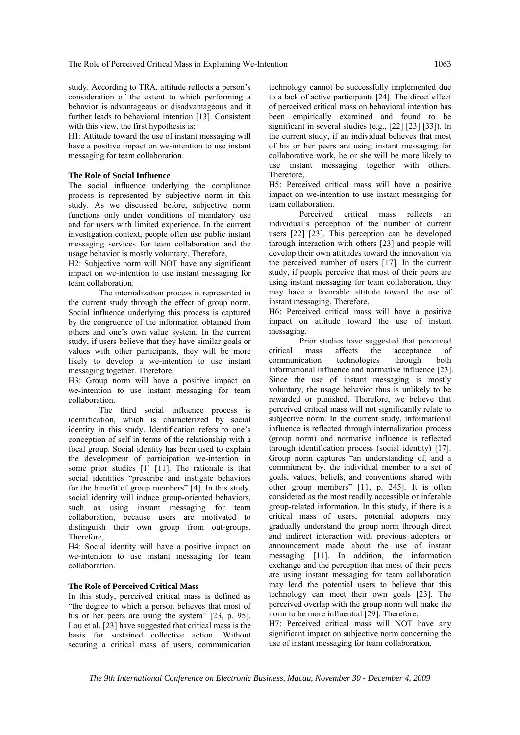study. According to TRA, attitude reflects a person's consideration of the extent to which performing a behavior is advantageous or disadvantageous and it further leads to behavioral intention [13]. Consistent with this view, the first hypothesis is:

H1: Attitude toward the use of instant messaging will have a positive impact on we-intention to use instant messaging for team collaboration.

**The Role of Social Influence**

The social influence underlying the compliance process is represented by subjective norm in this study. As we discussed before, subjective norm functions only under conditions of mandatory use and for users with limited experience. In the current investigation context, people often use public instant messaging services for team collaboration and the usage behavior is mostly voluntary. Therefore,

H2: Subjective norm will NOT have any significant impact on we-intention to use instant messaging for team collaboration.

The internalization process is represented in the current study through the effect of group norm. Social influence underlying this process is captured by the congruence of the information obtained from others and one's own value system. In the current study, if users believe that they have similar goals or values with other participants, they will be more likely to develop a we-intention to use instant messaging together. Therefore,

H3: Group norm will have a positive impact on we-intention to use instant messaging for team collaboration.

The third social influence process is identification, which is characterized by social identity in this study. Identification refers to one's conception of self in terms of the relationship with a focal group. Social identity has been used to explain the development of participation we-intention in some prior studies [1] [11]. The rationale is that social identities "prescribe and instigate behaviors for the benefit of group members" [4]. In this study, social identity will induce group-oriented behaviors, such as using instant messaging for team collaboration, because users are motivated to distinguish their own group from out-groups. Therefore,

H4: Social identity will have a positive impact on we-intention to use instant messaging for team collaboration.

**The Role of Perceived Critical Mass**

In this study, perceived critical mass is defined as "the degree to which a person believes that most of his or her peers are using the system" [23, p. 95]. Lou et al. [23] have suggested that critical mass is the basis for sustained collective action. Without securing a critical mass of users, communication technology cannot be successfully implemented due to a lack of active participants [24]. The direct effect of perceived critical mass on behavioral intention has been empirically examined and found to be significant in several studies (e.g., [22] [23] [33]). In the current study, if an individual believes that most of his or her peers are using instant messaging for collaborative work, he or she will be more likely to use instant messaging together with others. Therefore,

H5: Perceived critical mass will have a positive impact on we-intention to use instant messaging for team collaboration.

Perceived critical mass reflects an individual's perception of the number of current users [22] [23]. This perception can be developed through interaction with others [23] and people will develop their own attitudes toward the innovation via the perceived number of users [17]. In the current study, if people perceive that most of their peers are using instant messaging for team collaboration, they may have a favorable attitude toward the use of instant messaging. Therefore,

H6: Perceived critical mass will have a positive impact on attitude toward the use of instant messaging.

Prior studies have suggested that perceived critical mass affects the acceptance of communication technologies through both informational influence and normative influence [23]. Since the use of instant messaging is mostly voluntary, the usage behavior thus is unlikely to be rewarded or punished. Therefore, we believe that perceived critical mass will not significantly relate to subjective norm. In the current study, informational influence is reflected through internalization process (group norm) and normative influence is reflected through identification process (social identity) [17]. Group norm captures "an understanding of, and a commitment by, the individual member to a set of goals, values, beliefs, and conventions shared with other group members" [11, p. 245]. It is often considered as the most readily accessible or inferable group-related information. In this study, if there is a critical mass of users, potential adopters may gradually understand the group norm through direct and indirect interaction with previous adopters or announcement made about the use of instant messaging [11]. In addition, the information exchange and the perception that most of their peers are using instant messaging for team collaboration may lead the potential users to believe that this technology can meet their own goals [23]. The perceived overlap with the group norm will make the norm to be more influential [29]. Therefore,

H7: Perceived critical mass will NOT have any significant impact on subjective norm concerning the use of instant messaging for team collaboration.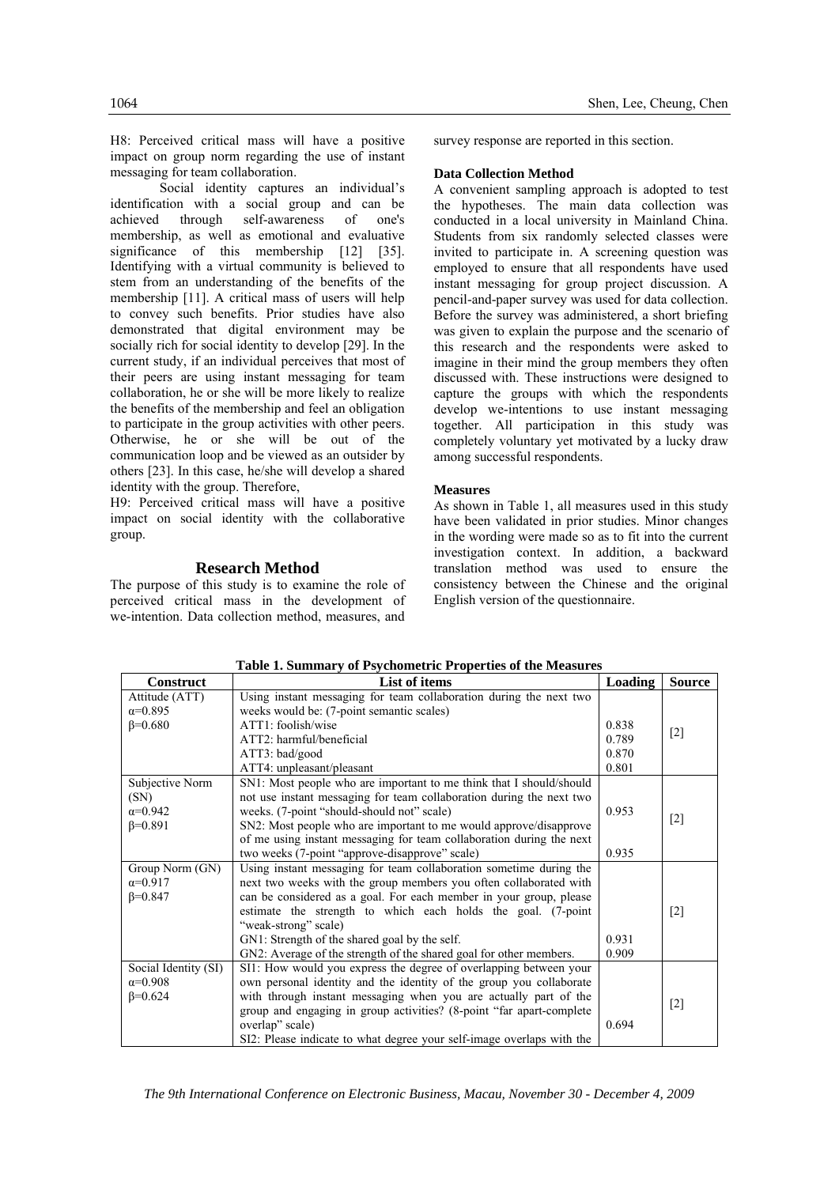H8: Perceived critical mass will have a positive impact on group norm regarding the use of instant messaging for team collaboration.

Social identity captures an individual's identification with a social group and can be achieved through self-awareness of one's membership, as well as emotional and evaluative significance of this membership [12] [35]. Identifying with a virtual community is believed to stem from an understanding of the benefits of the membership [11]. A critical mass of users will help to convey such benefits. Prior studies have also demonstrated that digital environment may be socially rich for social identity to develop [29]. In the current study, if an individual perceives that most of their peers are using instant messaging for team collaboration, he or she will be more likely to realize the benefits of the membership and feel an obligation to participate in the group activities with other peers. Otherwise, he or she will be out of the communication loop and be viewed as an outsider by others [23]. In this case, he/she will develop a shared identity with the group. Therefore,

H9: Perceived critical mass will have a positive impact on social identity with the collaborative group.

## Research Method

The purpose of this study is to examine the role of perceived critical mass in the development of we-intention. Data collection method, measures, and survey response are reported in this section.

### Data Collection Method

A convenient sampling approach is adopted to test the hypotheses. The main data collection was conducted in a local university in Mainland China. Students from six randomly selected classes were invited to participate in. A screening question was employed to ensure that all respondents have used instant messaging for group project discussion. A pencil-and-paper survey was used for data collection. Before the survey was administered, a short briefing was given to explain the purpose and the scenario of this research and the respondents were asked to imagine in their mind the group members they often discussed with. These instructions were designed to capture the groups with which the respondents develop we-intentions to use instant messaging together. All participation in this study was completely voluntary yet motivated by a lucky draw among successful respondents.

### Measures

As shown in Table 1, all measures used in this study have been validated in prior studies. Minor changes in the wording were made so as to fit into the current investigation context. In addition, a backward translation method was used to ensure the consistency between the Chinese and the original English version of the questionnaire.

**Table 1. Summary of Psychometric Properties of the Measures**

| Construct | List of items | Loading | Source |
|---|---|---|---|
| Attitude (ATT) $\alpha$=0.895 $\beta$=0.680 | Using instant messaging for team collaboration during the next two weeks would be: (7-point semantic scales) | | [2] |
| | ATT1: foolish/wise | 0.838 | |
| | ATT2: harmful/beneficial | 0.789 | |
| | ATT3: bad/good | 0.870 | |
| | ATT4: unpleasant/pleasant | 0.801 | |
| Subjective Norm (SN) $\alpha$=0.942 $\beta$=0.891 | SN1: Most people who are important to me think that I should/should not use instant messaging for team collaboration during the next two weeks. (7-point "should-should not" scale) | 0.953 | [2] |
| | SN2: Most people who are important to me would approve/disapprove of me using instant messaging for team collaboration during the next two weeks (7-point "approve-disapprove" scale) | 0.935 | |
| Group Norm (GN) $\alpha$=0.917 $\beta$=0.847 | Using instant messaging for team collaboration sometime during the next two weeks with the group members you often collaborated with can be considered as a goal. For each member in your group, please estimate the strength to which each holds the goal. (7-point "weak-strong" scale) | | [2] |
| | GN1: Strength of the shared goal by the self. | 0.931 | |
| | GN2: Average of the strength of the shared goal for other members. | 0.909 | |
| Social Identity (SI) $\alpha$=0.908 $\beta$=0.624 | SI1: How would you express the degree of overlapping between your own personal identity and the identity of the group you collaborate with through instant messaging when you are actually part of the group and engaging in group activities? (8-point "far apart-complete overlap" scale) | 0.694 | [2] |
| | SI2: Please indicate to what degree your self-image overlaps with the | | |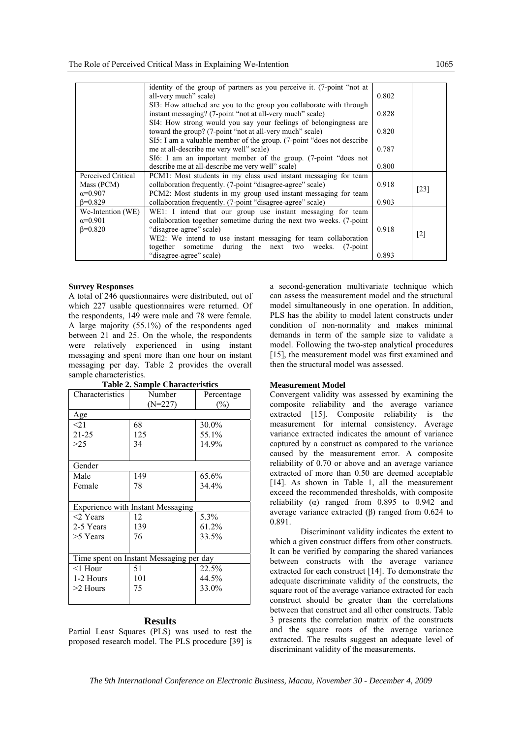| | identity of the group of partners as you perceive it. (7-point "not at all-very much" scale) | 0.802 | |
|---|---|---|---|
| | SI3: How attached are you to the group you collaborate with through instant messaging? (7-point "not at all-very much" scale) | 0.828 | |
| | SI4: How strong would you say your feelings of belongingness are toward the group? (7-point "not at all-very much" scale) | 0.820 | |
| | SI5: I am a valuable member of the group. (7-point "does not describe me at all-describe me very well" scale) | 0.787 | |
| | SI6: I am an important member of the group. (7-point "does not describe me at all-describe me very well" scale) | 0.800 | |
| Perceived Critical Mass (PCM) α=0.907 β=0.829 | PCM1: Most students in my class used instant messaging for team collaboration frequently. (7-point "disagree-agree" scale) | 0.918 | [23] |
| | PCM2: Most students in my group used instant messaging for team collaboration frequently. (7-point "disagree-agree" scale) | 0.903 | |
| We-Intention (WE) α=0.901 β=0.820 | WE1: I intend that our group use instant messaging for team collaboration together sometime during the next two weeks. (7-point "disagree-agree" scale) | 0.918 | [2] |
| | WE2: We intend to use instant messaging for team collaboration together sometime during the next two weeks. (7-point "disagree-agree" scale) | 0.893 | |

**Survey Responses**

A total of 246 questionnaires were distributed, out of which 227 usable questionnaires were returned. Of the respondents, 149 were male and 78 were female. A large majority (55.1%) of the respondents aged between 21 and 25. On the whole, the respondents were relatively experienced in using instant messaging and spent more than one hour on instant messaging per day. Table 2 provides the overall sample characteristics.

**Table 2. Sample Characteristics**

| Characteristics | Number (N=227) | Percentage (%) |
|---|---|---|
| **Age** | | |
| <21 | 68 | 30.0% |
| 21-25 | 125 | 55.1% |
| >25 | 34 | 14.9% |
| **Gender** | | |
| Male | 149 | 65.6% |
| Female | 78 | 34.4% |
| **Experience with Instant Messaging** | | |
| <2 Years | 12 | 5.3% |
| 2-5 Years | 139 | 61.2% |
| >5 Years | 76 | 33.5% |
| **Time spent on Instant Messaging per day** | | |
| <1 Hour | 51 | 22.5% |
| 1-2 Hours | 101 | 44.5% |
| >2 Hours | 75 | 33.0% |

## Results

Partial Least Squares (PLS) was used to test the proposed research model. The PLS procedure [39] is a second-generation multivariate technique which can assess the measurement model and the structural model simultaneously in one operation. In addition, PLS has the ability to model latent constructs under condition of non-normality and makes minimal demands in term of the sample size to validate a model. Following the two-step analytical procedures [15], the measurement model was first examined and then the structural model was assessed.

**Measurement Model**

Convergent validity was assessed by examining the composite reliability and the average variance extracted [15]. Composite reliability is the measurement for internal consistency. Average variance extracted indicates the amount of variance captured by a construct as compared to the variance caused by the measurement error. A composite reliability of 0.70 or above and an average variance extracted of more than 0.50 are deemed acceptable [14]. As shown in Table 1, all the measurement exceed the recommended thresholds, with composite reliability (α) ranged from 0.895 to 0.942 and average variance extracted (β) ranged from 0.624 to 0.891.

Discriminant validity indicates the extent to which a given construct differs from other constructs. It can be verified by comparing the shared variances between constructs with the average variance extracted for each construct [14]. To demonstrate the adequate discriminate validity of the constructs, the square root of the average variance extracted for each construct should be greater than the correlations between that construct and all other constructs. Table 3 presents the correlation matrix of the constructs and the square roots of the average variance extracted. The results suggest an adequate level of discriminant validity of the measurements.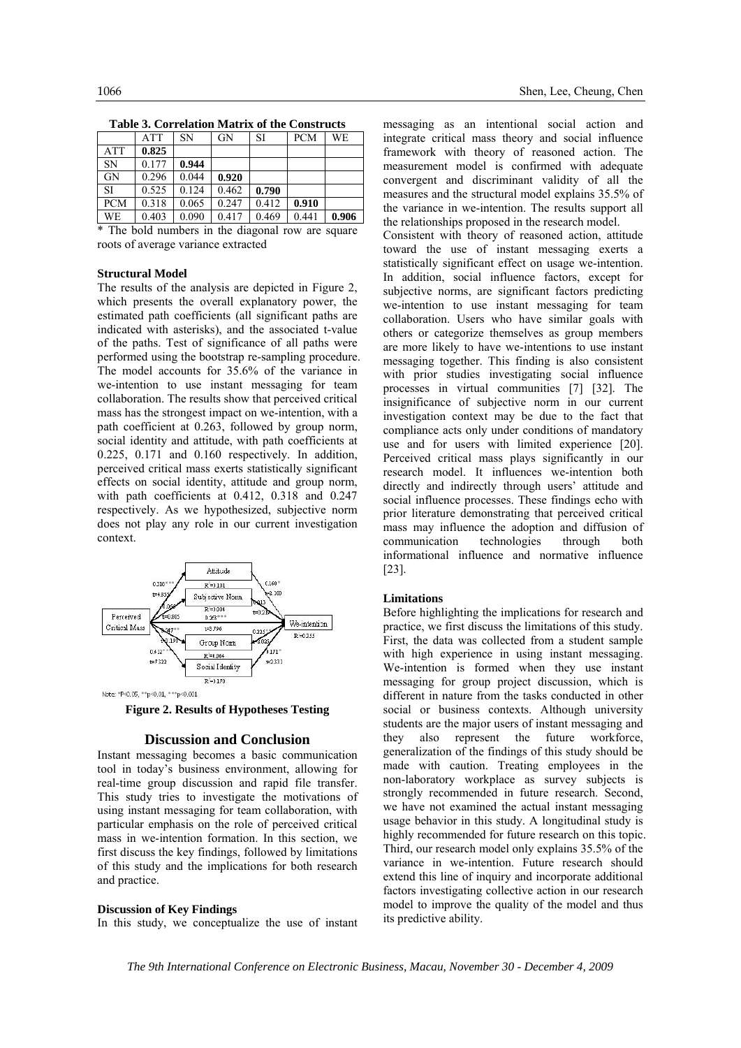**Table 3. Correlation Matrix of the Constructs**

| | ATT | SN | GN | SI | PCM | WE |
|---|---|---|---|---|---|---|
| ATT | **0.825** | | | | | |
| SN | 0.177 | **0.944** | | | | |
| GN | 0.296 | 0.044 | **0.920** | | | |
| SI | 0.525 | 0.124 | 0.462 | **0.790** | | |
| PCM | 0.318 | 0.065 | 0.247 | 0.412 | **0.910** | |
| WE | 0.403 | 0.090 | 0.417 | 0.469 | 0.441 | **0.906** |

* The bold numbers in the diagonal row are square roots of average variance extracted

#### Structural Model

The results of the analysis are depicted in Figure 2, which presents the overall explanatory power, the estimated path coefficients (all significant paths are indicated with asterisks), and the associated t-value of the paths. Test of significance of all paths were performed using the bootstrap re-sampling procedure. The model accounts for 35.6% of the variance in we-intention to use instant messaging for team collaboration. The results show that perceived critical mass has the strongest impact on we-intention, with a path coefficient at 0.263, followed by group norm, social identity and attitude, with path coefficients at 0.225, 0.171 and 0.160 respectively. In addition, perceived critical mass exerts statistically significant effects on social identity, attitude and group norm, with path coefficients at 0.412, 0.318 and 0.247 respectively. As we hypothesized, subjective norm does not play any role in our current investigation context.

**Figure 2. Results of Hypotheses Testing**

## Discussion and Conclusion

Instant messaging becomes a basic communication tool in today's business environment, allowing for real-time group discussion and rapid file transfer. This study tries to investigate the motivations of using instant messaging for team collaboration, with particular emphasis on the role of perceived critical mass in we-intention formation. In this section, we first discuss the key findings, followed by limitations of this study and the implications for both research and practice.

#### Discussion of Key Findings

In this study, we conceptualize the use of instant messaging as an intentional social action and integrate critical mass theory and social influence framework with theory of reasoned action. The measurement model is confirmed with adequate convergent and discriminant validity of all the measures and the structural model explains 35.5% of the variance in we-intention. The results support all the relationships proposed in the research model.

Consistent with theory of reasoned action, attitude toward the use of instant messaging exerts a statistically significant effect on usage we-intention. In addition, social influence factors, except for subjective norms, are significant factors predicting we-intention to use instant messaging for team collaboration. Users who have similar goals with others or categorize themselves as group members are more likely to have we-intentions to use instant messaging together. This finding is also consistent with prior studies investigating social influence processes in virtual communities [7] [32]. The insignificance of subjective norm in our current investigation context may be due to the fact that compliance acts only under conditions of mandatory use and for users with limited experience [20]. Perceived critical mass plays significantly in our research model. It influences we-intention both directly and indirectly through users' attitude and social influence processes. These findings echo with prior literature demonstrating that perceived critical mass may influence the adoption and diffusion of communication technologies through both informational influence and normative influence [23].

#### Limitations

Before highlighting the implications for research and practice, we first discuss the limitations of this study. First, the data was collected from a student sample with high experience in using instant messaging. We-intention is formed when they use instant messaging for group project discussion, which is different in nature from the tasks conducted in other social or business contexts. Although university students are the major users of instant messaging and they also represent the future workforce, generalization of the findings of this study should be made with caution. Treating employees in the non-laboratory workplace as survey subjects is strongly recommended in future research. Second, we have not examined the actual instant messaging usage behavior in this study. A longitudinal study is highly recommended for future research on this topic. Third, our research model only explains 35.5% of the variance in we-intention. Future research should extend this line of inquiry and incorporate additional factors investigating collective action in our research model to improve the quality of the model and thus its predictive ability.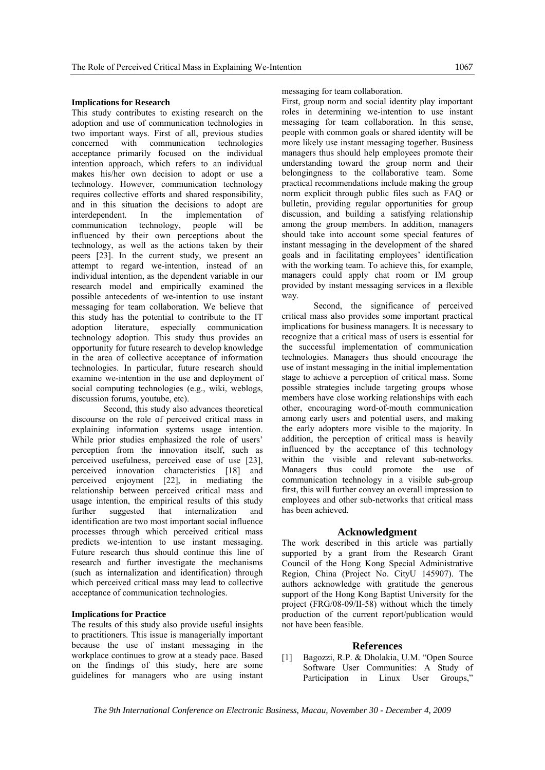### Implications for Research

This study contributes to existing research on the adoption and use of communication technologies in two important ways. First of all, previous studies concerned with communication technologies acceptance primarily focused on the individual intention approach, which refers to an individual makes his/her own decision to adopt or use a technology. However, communication technology requires collective efforts and shared responsibility, and in this situation the decisions to adopt are interdependent. In the implementation of communication technology, people will be influenced by their own perceptions about the technology, as well as the actions taken by their peers [23]. In the current study, we present an attempt to regard we-intention, instead of an individual intention, as the dependent variable in our research model and empirically examined the possible antecedents of we-intention to use instant messaging for team collaboration. We believe that this study has the potential to contribute to the IT adoption literature, especially communication technology adoption. This study thus provides an opportunity for future research to develop knowledge in the area of collective acceptance of information technologies. In particular, future research should examine we-intention in the use and deployment of social computing technologies (e.g., wiki, weblogs, discussion forums, youtube, etc).

Second, this study also advances theoretical discourse on the role of perceived critical mass in explaining information systems usage intention. While prior studies emphasized the role of users' perception from the innovation itself, such as perceived usefulness, perceived ease of use [23], perceived innovation characteristics [18] and perceived enjoyment [22], in mediating the relationship between perceived critical mass and usage intention, the empirical results of this study further suggested that internalization and identification are two most important social influence processes through which perceived critical mass predicts we-intention to use instant messaging. Future research thus should continue this line of research and further investigate the mechanisms (such as internalization and identification) through which perceived critical mass may lead to collective acceptance of communication technologies.

### Implications for Practice

The results of this study also provide useful insights to practitioners. This issue is managerially important because the use of instant messaging in the workplace continues to grow at a steady pace. Based on the findings of this study, here are some guidelines for managers who are using instant messaging for team collaboration.

First, group norm and social identity play important roles in determining we-intention to use instant messaging for team collaboration. In this sense, people with common goals or shared identity will be more likely use instant messaging together. Business managers thus should help employees promote their understanding toward the group norm and their belongingness to the collaborative team. Some practical recommendations include making the group norm explicit through public files such as FAQ or bulletin, providing regular opportunities for group discussion, and building a satisfying relationship among the group members. In addition, managers should take into account some special features of instant messaging in the development of the shared goals and in facilitating employees' identification with the working team. To achieve this, for example, managers could apply chat room or IM group provided by instant messaging services in a flexible way.

Second, the significance of perceived critical mass also provides some important practical implications for business managers. It is necessary to recognize that a critical mass of users is essential for the successful implementation of communication technologies. Managers thus should encourage the use of instant messaging in the initial implementation stage to achieve a perception of critical mass. Some possible strategies include targeting groups whose members have close working relationships with each other, encouraging word-of-mouth communication among early users and potential users, and making the early adopters more visible to the majority. In addition, the perception of critical mass is heavily influenced by the acceptance of this technology within the visible and relevant sub-networks. Managers thus could promote the use of communication technology in a visible sub-group first, this will further convey an overall impression to employees and other sub-networks that critical mass has been achieved.

## Acknowledgment

The work described in this article was partially supported by a grant from the Research Grant Council of the Hong Kong Special Administrative Region, China (Project No. CityU 145907). The authors acknowledge with gratitude the generous support of the Hong Kong Baptist University for the project (FRG/08-09/II-58) without which the timely production of the current report/publication would not have been feasible.

## References

[1] Bagozzi, R.P. & Dholakia, U.M. "Open Source Software User Communities: A Study of Participation in Linux User Groups,"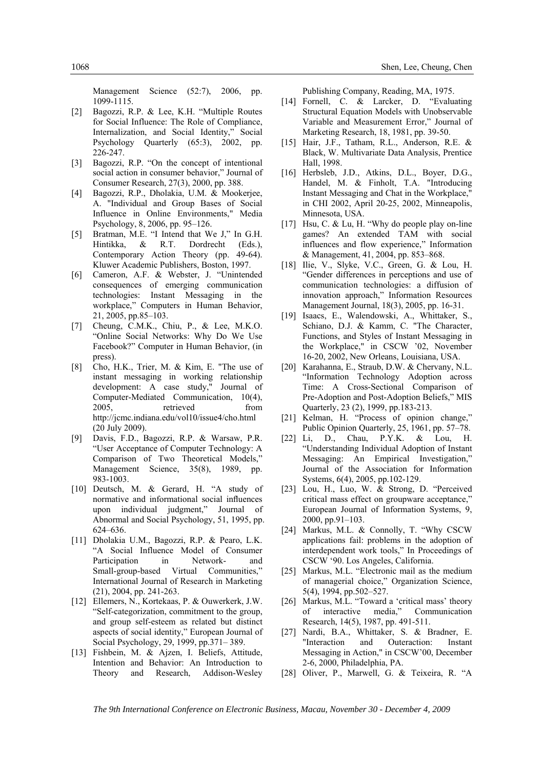Management Science (52:7), 2006, pp. 1099-1115.

[2] Bagozzi, R.P. & Lee, K.H. "Multiple Routes for Social Influence: The Role of Compliance, Internalization, and Social Identity," Social Psychology Quarterly (65:3), 2002, pp. 226-247.

[3] Bagozzi, R.P. "On the concept of intentional social action in consumer behavior," Journal of Consumer Research, 27(3), 2000, pp. 388.

[4] Bagozzi, R.P., Dholakia, U.M. & Mookerjee, A. "Individual and Group Bases of Social Influence in Online Environments," Media Psychology, 8, 2006, pp. 95–126.

[5] Bratman, M.E. "I Intend that We J," In G.H. Hintikka, & R.T. Dordrecht (Eds.), Contemporary Action Theory (pp. 49-64). Kluwer Academic Publishers, Boston, 1997.

[6] Cameron, A.F. & Webster, J. "Unintended consequences of emerging communication technologies: Instant Messaging in the workplace," Computers in Human Behavior, 21, 2005, pp.85–103.

[7] Cheung, C.M.K., Chiu, P., & Lee, M.K.O. "Online Social Networks: Why Do We Use Facebook?" Computer in Human Behavior, (in press).

[8] Cho, H.K., Trier, M. & Kim, E. "The use of instant messaging in working relationship development: A case study," Journal of Computer-Mediated Communication, 10(4), 2005, retrieved from http://jcmc.indiana.edu/vol10/issue4/cho.html (20 July 2009).

[9] Davis, F.D., Bagozzi, R.P. & Warsaw, P.R. "User Acceptance of Computer Technology: A Comparison of Two Theoretical Models," Management Science, 35(8), 1989, pp. 983-1003.

[10] Deutsch, M. & Gerard, H. "A study of normative and informational social influences upon individual judgment," Journal of Abnormal and Social Psychology, 51, 1995, pp. 624–636.

[11] Dholakia U.M., Bagozzi, R.P. & Pearo, L.K. "A Social Influence Model of Consumer Participation in Network- and Small-group-based Virtual Communities," International Journal of Research in Marketing (21), 2004, pp. 241-263.

[12] Ellemers, N., Kortekaas, P. & Ouwerkerk, J.W. "Self-categorization, commitment to the group, and group self-esteem as related but distinct aspects of social identity," European Journal of Social Psychology, 29, 1999, pp.371– 389.

[13] Fishbein, M. & Ajzen, I. Beliefs, Attitude, Intention and Behavior: An Introduction to Theory and Research, Addison-Wesley Publishing Company, Reading, MA, 1975.

[14] Fornell, C. & Larcker, D. "Evaluating Structural Equation Models with Unobservable Variable and Measurement Error," Journal of Marketing Research, 18, 1981, pp. 39-50.

[15] Hair, J.F., Tatham, R.L., Anderson, R.E. & Black, W. Multivariate Data Analysis, Prentice Hall, 1998.

[16] Herbsleb, J.D., Atkins, D.L., Boyer, D.G., Handel, M. & Finholt, T.A. "Introducing Instant Messaging and Chat in the Workplace," in CHI 2002, April 20-25, 2002, Minneapolis, Minnesota, USA.

[17] Hsu, C. & Lu, H. "Why do people play on-line games? An extended TAM with social influences and flow experience," Information & Management, 41, 2004, pp. 853–868.

[18] Ilie, V., Slyke, V.C., Green, G. & Lou, H. "Gender differences in perceptions and use of communication technologies: a diffusion of innovation approach," Information Resources Management Journal, 18(3), 2005, pp. 16-31.

[19] Isaacs, E., Walendowski, A., Whittaker, S., Schiano, D.J. & Kamm, C. "The Character, Functions, and Styles of Instant Messaging in the Workplace," in CSCW '02, November 16-20, 2002, New Orleans, Louisiana, USA.

[20] Karahanna, E., Straub, D.W. & Chervany, N.L. "Information Technology Adoption across Time: A Cross-Sectional Comparison of Pre-Adoption and Post-Adoption Beliefs," MIS Quarterly, 23 (2), 1999, pp.183-213.

[21] Kelman, H. "Process of opinion change," Public Opinion Quarterly, 25, 1961, pp. 57–78.

[22] Li, D., Chau, P.Y.K. & Lou, H. "Understanding Individual Adoption of Instant Messaging: An Empirical Investigation," Journal of the Association for Information Systems, 6(4), 2005, pp.102-129.

[23] Lou, H., Luo, W. & Strong, D. "Perceived critical mass effect on groupware acceptance," European Journal of Information Systems, 9, 2000, pp.91–103.

[24] Markus, M.L. & Connolly, T. "Why CSCW applications fail: problems in the adoption of interdependent work tools," In Proceedings of CSCW '90. Los Angeles, California.

[25] Markus, M.L. "Electronic mail as the medium of managerial choice," Organization Science, 5(4), 1994, pp.502–527.

[26] Markus, M.L. "Toward a 'critical mass' theory of interactive media," Communication Research, 14(5), 1987, pp. 491-511.

[27] Nardi, B.A., Whittaker, S. & Bradner, E. "Interaction and Outeraction: Instant Messaging in Action," in CSCW'00, December 2-6, 2000, Philadelphia, PA.

[28] Oliver, P., Marwell, G. & Teixeira, R. "A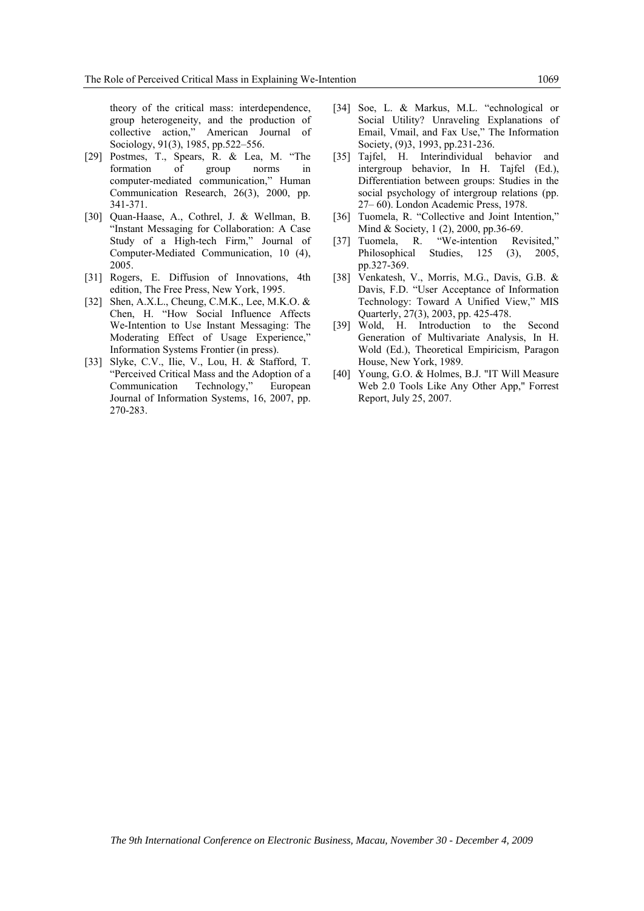theory of the critical mass: interdependence, group heterogeneity, and the production of collective action," American Journal of Sociology, 91(3), 1985, pp.522–556.

[29] Postmes, T., Spears, R. & Lea, M. "The formation of group norms in computer-mediated communication," Human Communication Research, 26(3), 2000, pp. 341-371.

[30] Quan-Haase, A., Cothrel, J. & Wellman, B. "Instant Messaging for Collaboration: A Case Study of a High-tech Firm," Journal of Computer-Mediated Communication, 10 (4), 2005.

[31] Rogers, E. Diffusion of Innovations, 4th edition, The Free Press, New York, 1995.

[32] Shen, A.X.L., Cheung, C.M.K., Lee, M.K.O. & Chen, H. "How Social Influence Affects We-Intention to Use Instant Messaging: The Moderating Effect of Usage Experience," Information Systems Frontier (in press).

[33] Slyke, C.V., Ilie, V., Lou, H. & Stafford, T. "Perceived Critical Mass and the Adoption of a Communication Technology," European Journal of Information Systems, 16, 2007, pp. 270-283.

[34] Soe, L. & Markus, M.L. "echnological or Social Utility? Unraveling Explanations of Email, Vmail, and Fax Use," The Information Society, (9)3, 1993, pp.231-236.

[35] Tajfel, H. Interindividual behavior and intergroup behavior, In H. Tajfel (Ed.), Differentiation between groups: Studies in the social psychology of intergroup relations (pp. 27– 60). London Academic Press, 1978.

[36] Tuomela, R. "Collective and Joint Intention," Mind & Society, 1 (2), 2000, pp.36-69.

[37] Tuomela, R. "We-intention Revisited," Philosophical Studies, 125 (3), 2005, pp.327-369.

[38] Venkatesh, V., Morris, M.G., Davis, G.B. & Davis, F.D. "User Acceptance of Information Technology: Toward A Unified View," MIS Quarterly, 27(3), 2003, pp. 425-478.

[39] Wold, H. Introduction to the Second Generation of Multivariate Analysis, In H. Wold (Ed.), Theoretical Empiricism, Paragon House, New York, 1989.

[40] Young, G.O. & Holmes, B.J. "IT Will Measure Web 2.0 Tools Like Any Other App," Forrest Report, July 25, 2007.